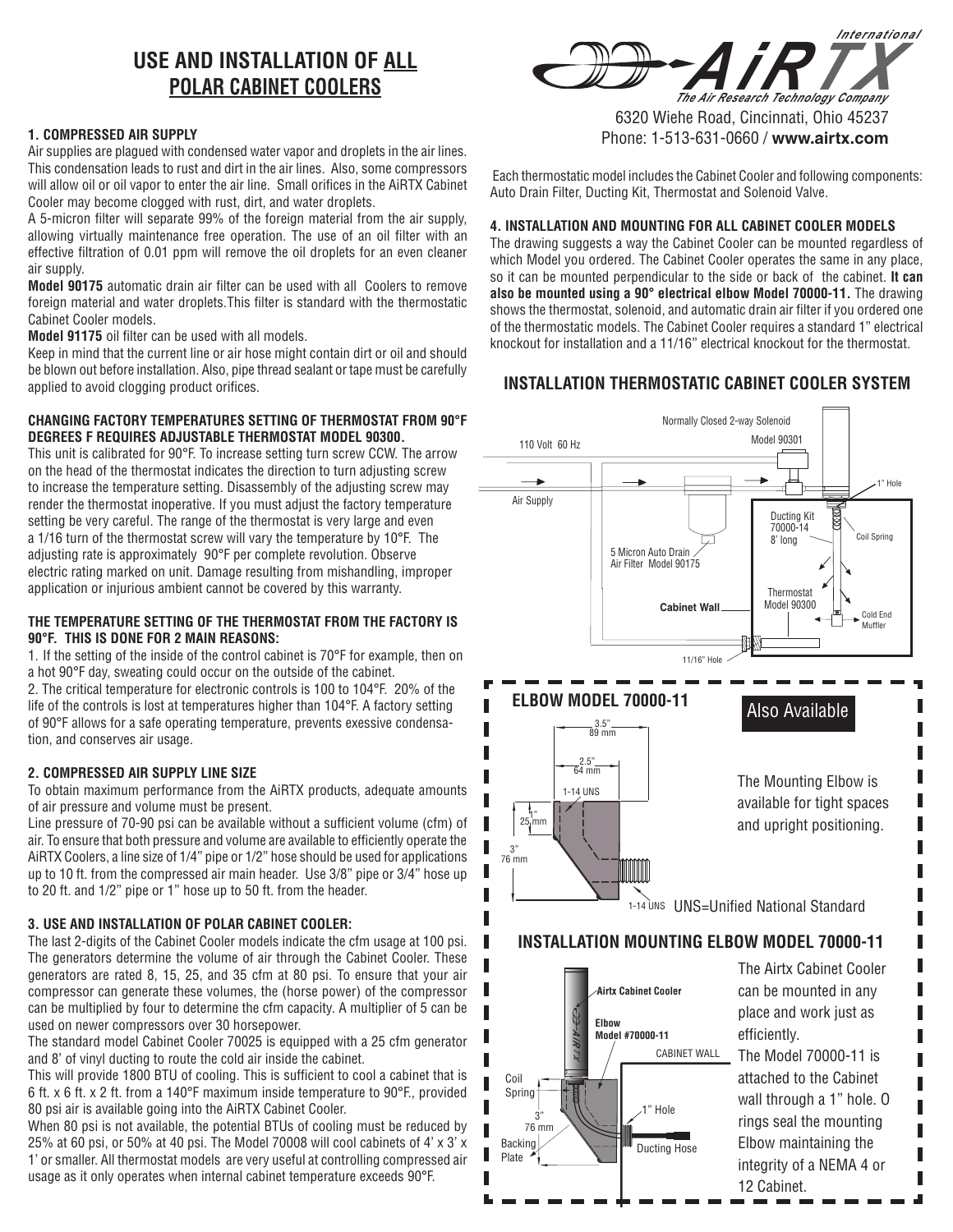// Input-reported images: 0

# USE AND INSTALLATION OF ALL POLAR CABINET COOLERS

AiRTX International — The Air Research Technology Company
6320 Wiehe Road, Cincinnati, Ohio 45237
Phone: 1-513-631-0660 / **www.airtx.com**

### 1. COMPRESSED AIR SUPPLY

Air supplies are plagued with condensed water vapor and droplets in the air lines. This condensation leads to rust and dirt in the air lines. Also, some compressors will allow oil or oil vapor to enter the air line. Small orifices in the AiRTX Cabinet Cooler may become clogged with rust, dirt, and water droplets.

A 5-micron filter will separate 99% of the foreign material from the air supply, allowing virtually maintenance free operation. The use of an oil filter with an effective filtration of 0.01 ppm will remove the oil droplets for an even cleaner air supply.

**Model 90175** automatic drain air filter can be used with all Coolers to remove foreign material and water droplets.This filter is standard with the thermostatic Cabinet Cooler models.

**Model 91175** oil filter can be used with all models.

Keep in mind that the current line or air hose might contain dirt or oil and should be blown out before installation. Also, pipe thread sealant or tape must be carefully applied to avoid clogging product orifices.

### CHANGING FACTORY TEMPERATURES SETTING OF THERMOSTAT FROM 90°F DEGREES F REQUIRES ADJUSTABLE THERMOSTAT MODEL 90300.

This unit is calibrated for 90°F. To increase setting turn screw CCW. The arrow on the head of the thermostat indicates the direction to turn adjusting screw to increase the temperature setting. Disassembly of the adjusting screw may render the thermostat inoperative. If you must adjust the factory temperature setting be very careful. The range of the thermostat is very large and even a 1/16 turn of the thermostat screw will vary the temperature by 10°F. The adjusting rate is approximately 90°F per complete revolution. Observe electric rating marked on unit. Damage resulting from mishandling, improper application or injurious ambient cannot be covered by this warranty.

### THE TEMPERATURE SETTING OF THE THERMOSTAT FROM THE FACTORY IS 90°F. THIS IS DONE FOR 2 MAIN REASONS:

1. If the setting of the inside of the control cabinet is 70°F for example, then on a hot 90°F day, sweating could occur on the outside of the cabinet.
2. The critical temperature for electronic controls is 100 to 104°F. 20% of the life of the controls is lost at temperatures higher than 104°F. A factory setting of 90°F allows for a safe operating temperature, prevents exessive condensation, and conserves air usage.

### 2. COMPRESSED AIR SUPPLY LINE SIZE

To obtain maximum performance from the AiRTX products, adequate amounts of air pressure and volume must be present.

Line pressure of 70-90 psi can be available without a sufficient volume (cfm) of air. To ensure that both pressure and volume are available to efficiently operate the AiRTX Coolers, a line size of 1/4" pipe or 1/2" hose should be used for applications up to 10 ft. from the compressed air main header. Use 3/8" pipe or 3/4" hose up to 20 ft. and 1/2" pipe or 1" hose up to 50 ft. from the header.

### 3. USE AND INSTALLATION OF POLAR CABINET COOLER:

The last 2-digits of the Cabinet Cooler models indicate the cfm usage at 100 psi. The generators determine the volume of air through the Cabinet Cooler. These generators are rated 8, 15, 25, and 35 cfm at 80 psi. To ensure that your air compressor can generate these volumes, the (horse power) of the compressor can be multiplied by four to determine the cfm capacity. A multiplier of 5 can be used on newer compressors over 30 horsepower.

The standard model Cabinet Cooler 70025 is equipped with a 25 cfm generator and 8' of vinyl ducting to route the cold air inside the cabinet.

This will provide 1800 BTU of cooling. This is sufficient to cool a cabinet that is 6 ft. x 6 ft. x 2 ft. from a 140°F maximum inside temperature to 90°F., provided 80 psi air is available going into the AiRTX Cabinet Cooler.

When 80 psi is not available, the potential BTUs of cooling must be reduced by 25% at 60 psi, or 50% at 40 psi. The Model 70008 will cool cabinets of 4' x 3' x 1' or smaller. All thermostat models are very useful at controlling compressed air usage as it only operates when internal cabinet temperature exceeds 90°F.

Each thermostatic model includes the Cabinet Cooler and following components: Auto Drain Filter, Ducting Kit, Thermostat and Solenoid Valve.

### 4. INSTALLATION AND MOUNTING FOR ALL CABINET COOLER MODELS

The drawing suggests a way the Cabinet Cooler can be mounted regardless of which Model you ordered. The Cabinet Cooler operates the same in any place, so it can be mounted perpendicular to the side or back of the cabinet. **It can also be mounted using a 90° electrical elbow Model 70000-11.** The drawing shows the thermostat, solenoid, and automatic drain air filter if you ordered one of the thermostatic models. The Cabinet Cooler requires a standard 1" electrical knockout for installation and a 11/16" electrical knockout for the thermostat.

## INSTALLATION THERMOSTATIC CABINET COOLER SYSTEM

Normally Closed 2-way Solenoid Model 90301 · 110 Volt 60 Hz · Air Supply · 1" Hole · Ducting Kit 70000-14 8' long · Coil Spring · 5 Micron Auto Drain Air Filter Model 90175 · Thermostat Model 90300 · Cabinet Wall · Cold End Muffler · 11/16" Hole

## ELBOW MODEL 70000-11

**Also Available**

3.5" / 89 mm · 2.5" / 64 mm · 1-14 UNS · 1" / 25 mm · 3" / 76 mm · 1-14 UNS

The Mounting Elbow is available for tight spaces and upright positioning.

UNS=Unified National Standard

## INSTALLATION MOUNTING ELBOW MODEL 70000-11

Airtx Cabinet Cooler · Elbow Model #70000-11 · CABINET WALL · Coil Spring · 1" Hole · 3" / 76 mm · Backing Plate · Ducting Hose

The Airtx Cabinet Cooler can be mounted in any place and work just as efficiently.

The Model 70000-11 is attached to the Cabinet wall through a 1" hole. O rings seal the mounting Elbow maintaining the integrity of a NEMA 4 or 12 Cabinet.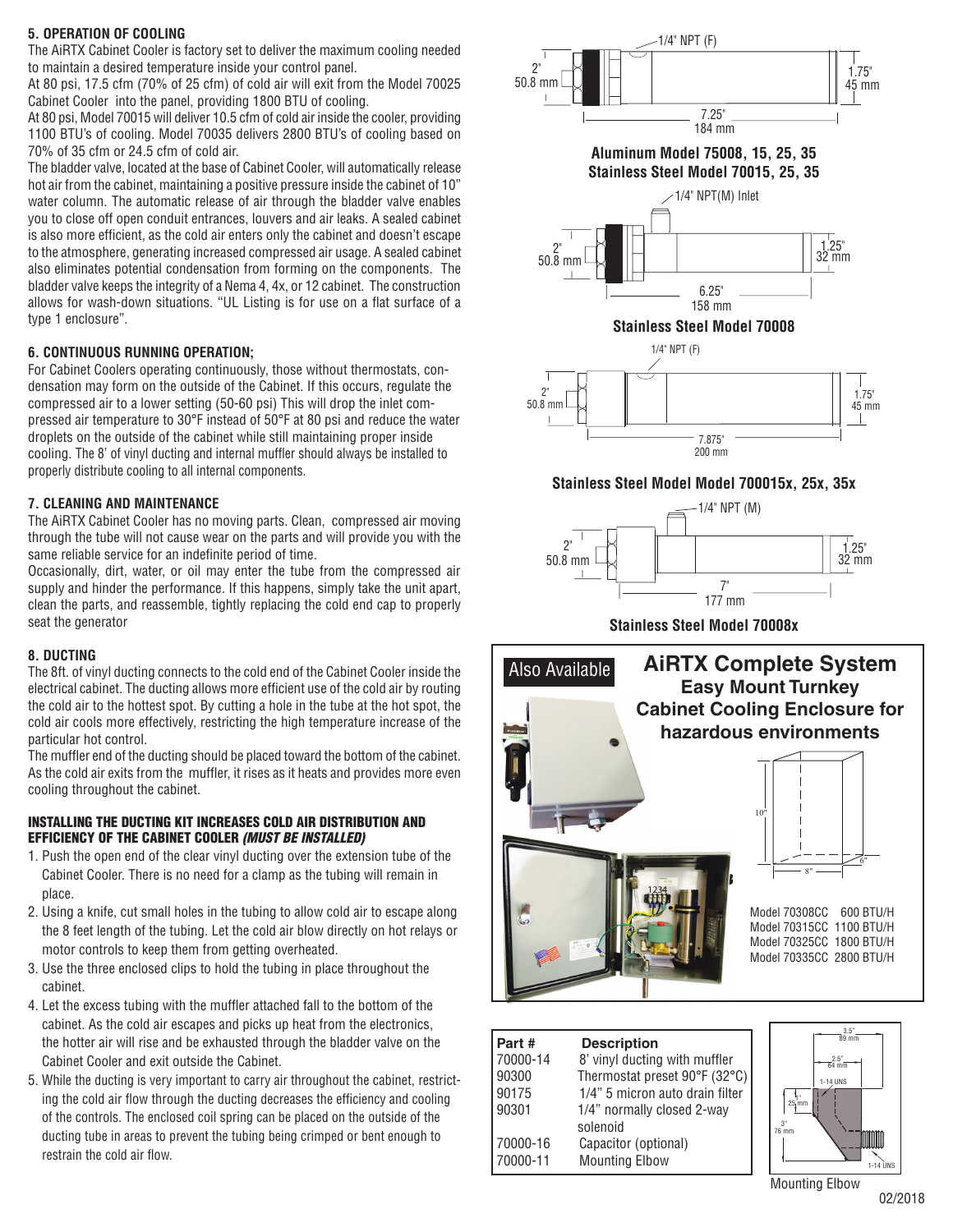## 5. OPERATION OF COOLING

The AiRTX Cabinet Cooler is factory set to deliver the maximum cooling needed to maintain a desired temperature inside your control panel.

At 80 psi, 17.5 cfm (70% of 25 cfm) of cold air will exit from the Model 70025 Cabinet Cooler into the panel, providing 1800 BTU of cooling.

At 80 psi, Model 70015 will deliver 10.5 cfm of cold air inside the cooler, providing 1100 BTU's of cooling. Model 70035 delivers 2800 BTU's of cooling based on 70% of 35 cfm or 24.5 cfm of cold air.

The bladder valve, located at the base of Cabinet Cooler, will automatically release hot air from the cabinet, maintaining a positive pressure inside the cabinet of 10" water column. The automatic release of air through the bladder valve enables you to close off open conduit entrances, louvers and air leaks. A sealed cabinet is also more efficient, as the cold air enters only the cabinet and doesn't escape to the atmosphere, generating increased compressed air usage. A sealed cabinet also eliminates potential condensation from forming on the components. The bladder valve keeps the integrity of a Nema 4, 4x, or 12 cabinet. The construction allows for wash-down situations. "UL Listing is for use on a flat surface of a type 1 enclosure".

## 6. CONTINUOUS RUNNING OPERATION;

For Cabinet Coolers operating continuously, those without thermostats, condensation may form on the outside of the Cabinet. If this occurs, regulate the compressed air to a lower setting (50-60 psi) This will drop the inlet compressed air temperature to 30°F instead of 50°F at 80 psi and reduce the water droplets on the outside of the cabinet while still maintaining proper inside cooling. The 8' of vinyl ducting and internal muffler should always be installed to properly distribute cooling to all internal components.

## 7. CLEANING AND MAINTENANCE

The AiRTX Cabinet Cooler has no moving parts. Clean, compressed air moving through the tube will not cause wear on the parts and will provide you with the same reliable service for an indefinite period of time.

Occasionally, dirt, water, or oil may enter the tube from the compressed air supply and hinder the performance. If this happens, simply take the unit apart, clean the parts, and reassemble, tightly replacing the cold end cap to properly seat the generator

## 8. DUCTING

The 8ft. of vinyl ducting connects to the cold end of the Cabinet Cooler inside the electrical cabinet. The ducting allows more efficient use of the cold air by routing the cold air to the hottest spot. By cutting a hole in the tube at the hot spot, the cold air cools more effectively, restricting the high temperature increase of the particular hot control.

The muffler end of the ducting should be placed toward the bottom of the cabinet. As the cold air exits from the muffler, it rises as it heats and provides more even cooling throughout the cabinet.

### INSTALLING THE DUCTING KIT INCREASES COLD AIR DISTRIBUTION AND EFFICIENCY OF THE CABINET COOLER *(MUST BE INSTALLED)*

1. Push the open end of the clear vinyl ducting over the extension tube of the Cabinet Cooler. There is no need for a clamp as the tubing will remain in place.
2. Using a knife, cut small holes in the tubing to allow cold air to escape along the 8 feet length of the tubing. Let the cold air blow directly on hot relays or motor controls to keep them from getting overheated.
3. Use the three enclosed clips to hold the tubing in place throughout the cabinet.
4. Let the excess tubing with the muffler attached fall to the bottom of the cabinet. As the cold air escapes and picks up heat from the electronics, the hotter air will rise and be exhausted through the bladder valve on the Cabinet Cooler and exit outside the Cabinet.
5. While the ducting is very important to carry air throughout the cabinet, restricting the cold air flow through the ducting decreases the efficiency and cooling of the controls. The enclosed coil spring can be placed on the outside of the ducting tube in areas to prevent the tubing being crimped or bent enough to restrain the cold air flow.

1/4" NPT (F)
2" 50.8 mm
1.75" 45 mm
7.25" 184 mm

**Aluminum Model 75008, 15, 25, 35**
**Stainless Steel Model 70015, 25, 35**

1/4" NPT(M) Inlet
2" 50.8 mm
1.25" 32 mm
6.25" 158 mm

**Stainless Steel Model 70008**

1/4" NPT (F)
2" 50.8 mm
1.75" 45 mm
7.875" 200 mm

**Stainless Steel Model Model 700015x, 25x, 35x**

1/4" NPT (M)
2" 50.8 mm
1.25" 32 mm
7" 177 mm

**Stainless Steel Model 70008x**

Also Available

## AiRTX Complete System
### Easy Mount Turnkey Cabinet Cooling Enclosure for hazardous environments

10"
8"
6"

Model 70308CC 600 BTU/H
Model 70315CC 1100 BTU/H
Model 70325CC 1800 BTU/H
Model 70335CC 2800 BTU/H

| Part # | Description |
|---|---|
| 70000-14 | 8' vinyl ducting with muffler |
| 90300 | Thermostat preset 90°F (32°C) |
| 90175 | 1/4" 5 micron auto drain filter |
| 90301 | 1/4" normally closed 2-way solenoid |
| 70000-16 | Capacitor (optional) |
| 70000-11 | Mounting Elbow |

3.5" 89 mm
2.5" 64 mm
1-14 UNS
1" 25 mm
3" 76 mm
1-14 UNS

Mounting Elbow

02/2018